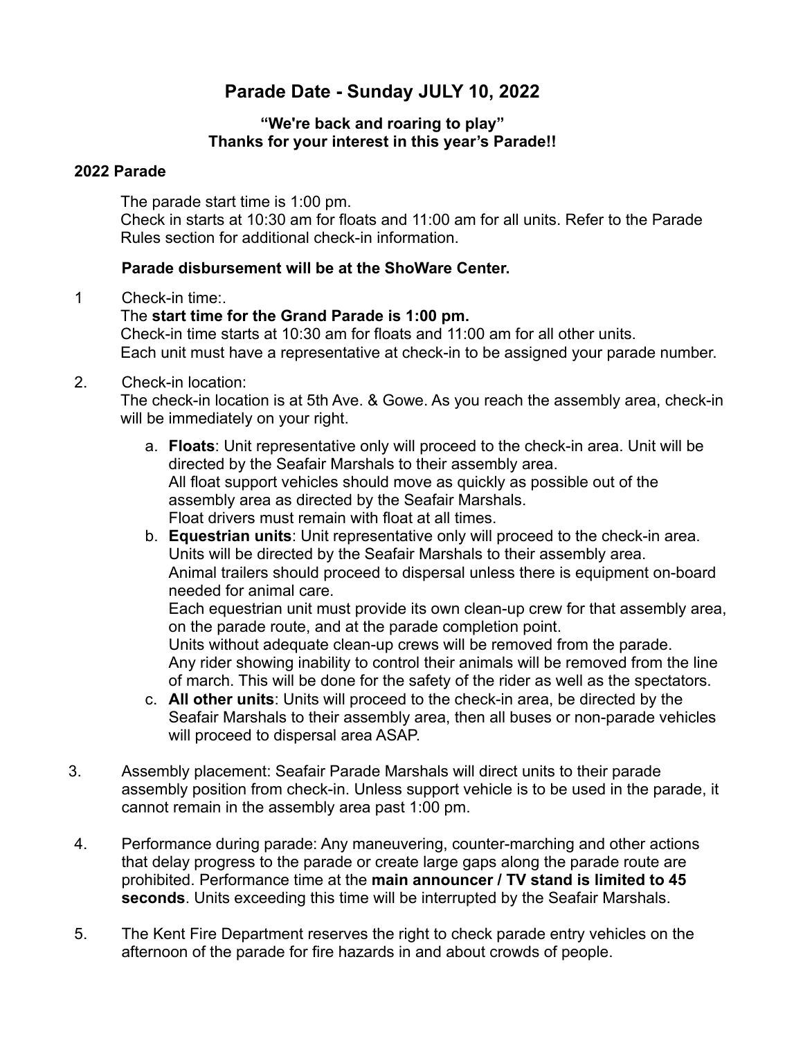# Parade Date - Sunday JULY 10, 2022

**"We're back and roaring to play"**
**Thanks for your interest in this year's Parade!!**

## 2022 Parade

The parade start time is 1:00 pm.
Check in starts at 10:30 am for floats and 11:00 am for all units. Refer to the Parade Rules section for additional check-in information.

**Parade disbursement will be at the ShoWare Center.**

1. Check-in time:.
   The **start time for the Grand Parade is 1:00 pm.**
   Check-in time starts at 10:30 am for floats and 11:00 am for all other units.
   Each unit must have a representative at check-in to be assigned your parade number.

2. Check-in location:
   The check-in location is at 5th Ave. & Gowe. As you reach the assembly area, check-in will be immediately on your right.

   a. **Floats**: Unit representative only will proceed to the check-in area. Unit will be directed by the Seafair Marshals to their assembly area.
   All float support vehicles should move as quickly as possible out of the assembly area as directed by the Seafair Marshals.
   Float drivers must remain with float at all times.

   b. **Equestrian units**: Unit representative only will proceed to the check-in area. Units will be directed by the Seafair Marshals to their assembly area.
   Animal trailers should proceed to dispersal unless there is equipment on-board needed for animal care.
   Each equestrian unit must provide its own clean-up crew for that assembly area, on the parade route, and at the parade completion point.
   Units without adequate clean-up crews will be removed from the parade.
   Any rider showing inability to control their animals will be removed from the line of march. This will be done for the safety of the rider as well as the spectators.

   c. **All other units**: Units will proceed to the check-in area, be directed by the Seafair Marshals to their assembly area, then all buses or non-parade vehicles will proceed to dispersal area ASAP.

3. Assembly placement: Seafair Parade Marshals will direct units to their parade assembly position from check-in. Unless support vehicle is to be used in the parade, it cannot remain in the assembly area past 1:00 pm.

4. Performance during parade: Any maneuvering, counter-marching and other actions that delay progress to the parade or create large gaps along the parade route are prohibited. Performance time at the **main announcer / TV stand is limited to 45 seconds**. Units exceeding this time will be interrupted by the Seafair Marshals.

5. The Kent Fire Department reserves the right to check parade entry vehicles on the afternoon of the parade for fire hazards in and about crowds of people.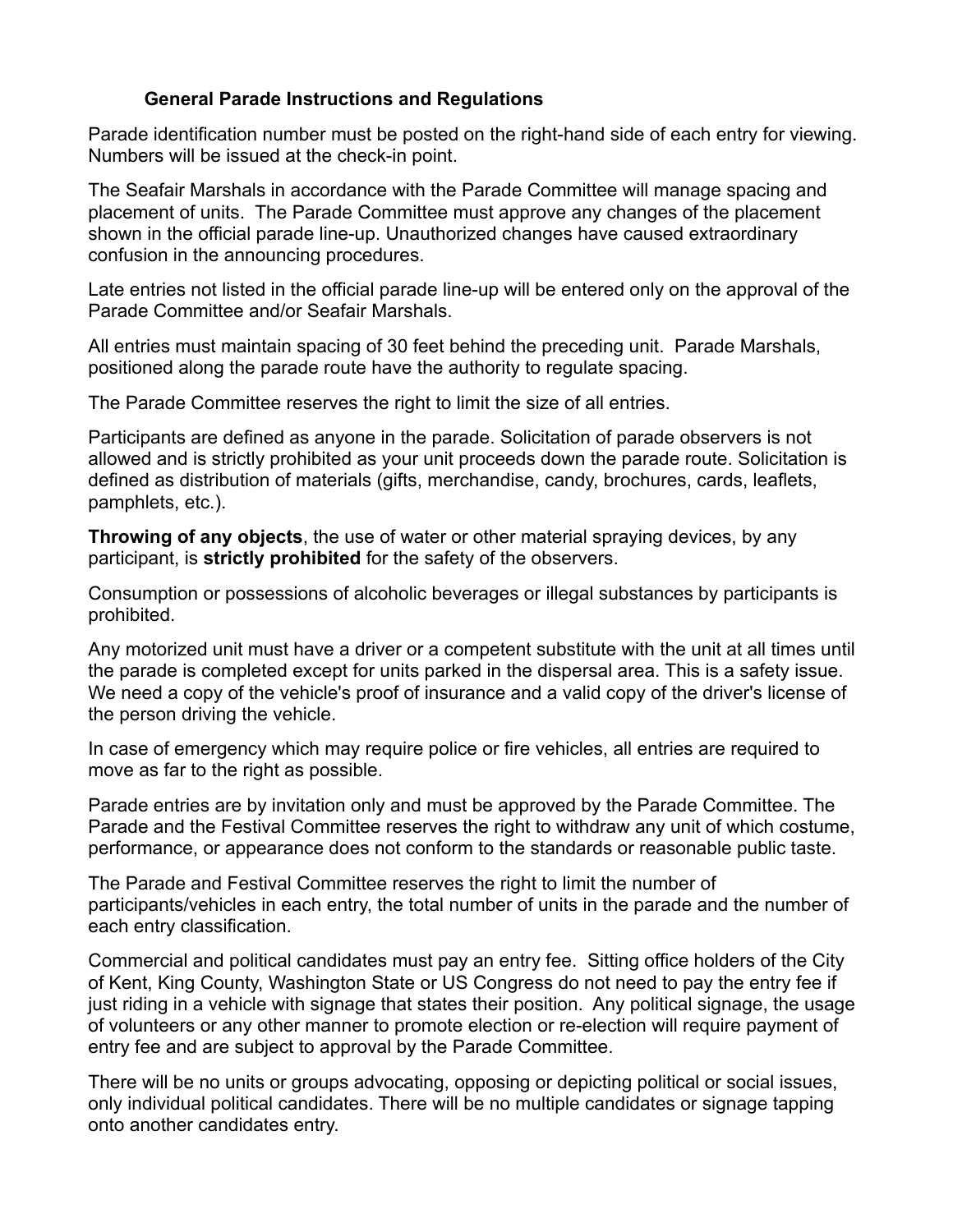## General Parade Instructions and Regulations

Parade identification number must be posted on the right-hand side of each entry for viewing. Numbers will be issued at the check-in point.

The Seafair Marshals in accordance with the Parade Committee will manage spacing and placement of units. The Parade Committee must approve any changes of the placement shown in the official parade line-up. Unauthorized changes have caused extraordinary confusion in the announcing procedures.

Late entries not listed in the official parade line-up will be entered only on the approval of the Parade Committee and/or Seafair Marshals.

All entries must maintain spacing of 30 feet behind the preceding unit. Parade Marshals, positioned along the parade route have the authority to regulate spacing.

The Parade Committee reserves the right to limit the size of all entries.

Participants are defined as anyone in the parade. Solicitation of parade observers is not allowed and is strictly prohibited as your unit proceeds down the parade route. Solicitation is defined as distribution of materials (gifts, merchandise, candy, brochures, cards, leaflets, pamphlets, etc.).

**Throwing of any objects**, the use of water or other material spraying devices, by any participant, is **strictly prohibited** for the safety of the observers.

Consumption or possessions of alcoholic beverages or illegal substances by participants is prohibited.

Any motorized unit must have a driver or a competent substitute with the unit at all times until the parade is completed except for units parked in the dispersal area. This is a safety issue. We need a copy of the vehicle's proof of insurance and a valid copy of the driver's license of the person driving the vehicle.

In case of emergency which may require police or fire vehicles, all entries are required to move as far to the right as possible.

Parade entries are by invitation only and must be approved by the Parade Committee. The Parade and the Festival Committee reserves the right to withdraw any unit of which costume, performance, or appearance does not conform to the standards or reasonable public taste.

The Parade and Festival Committee reserves the right to limit the number of participants/vehicles in each entry, the total number of units in the parade and the number of each entry classification.

Commercial and political candidates must pay an entry fee. Sitting office holders of the City of Kent, King County, Washington State or US Congress do not need to pay the entry fee if just riding in a vehicle with signage that states their position. Any political signage, the usage of volunteers or any other manner to promote election or re-election will require payment of entry fee and are subject to approval by the Parade Committee.

There will be no units or groups advocating, opposing or depicting political or social issues, only individual political candidates. There will be no multiple candidates or signage tapping onto another candidates entry.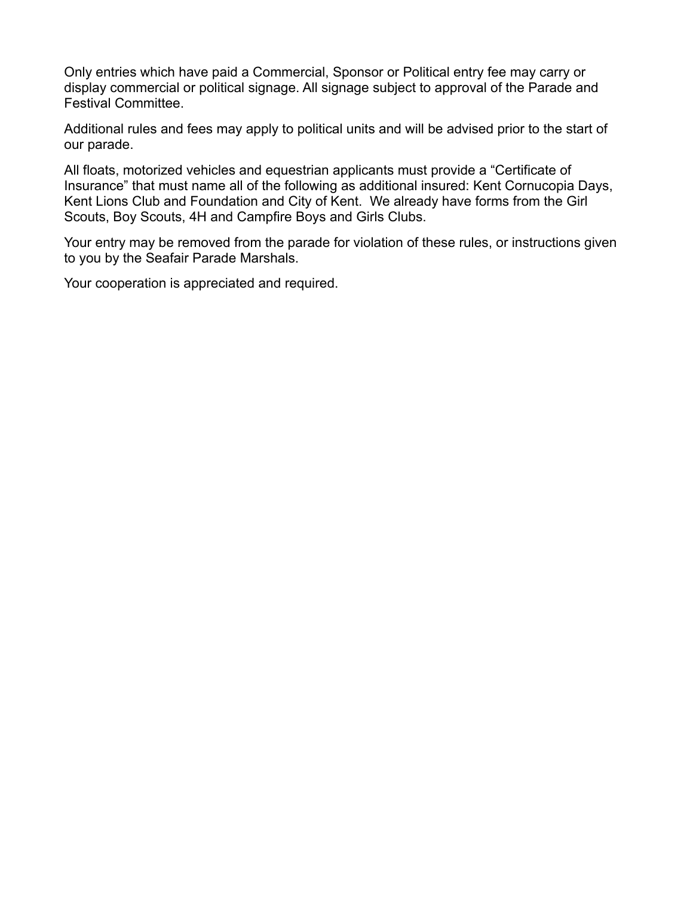Only entries which have paid a Commercial, Sponsor or Political entry fee may carry or display commercial or political signage. All signage subject to approval of the Parade and Festival Committee.

Additional rules and fees may apply to political units and will be advised prior to the start of our parade.

All floats, motorized vehicles and equestrian applicants must provide a "Certificate of Insurance" that must name all of the following as additional insured: Kent Cornucopia Days, Kent Lions Club and Foundation and City of Kent.  We already have forms from the Girl Scouts, Boy Scouts, 4H and Campfire Boys and Girls Clubs.

Your entry may be removed from the parade for violation of these rules, or instructions given to you by the Seafair Parade Marshals.

Your cooperation is appreciated and required.